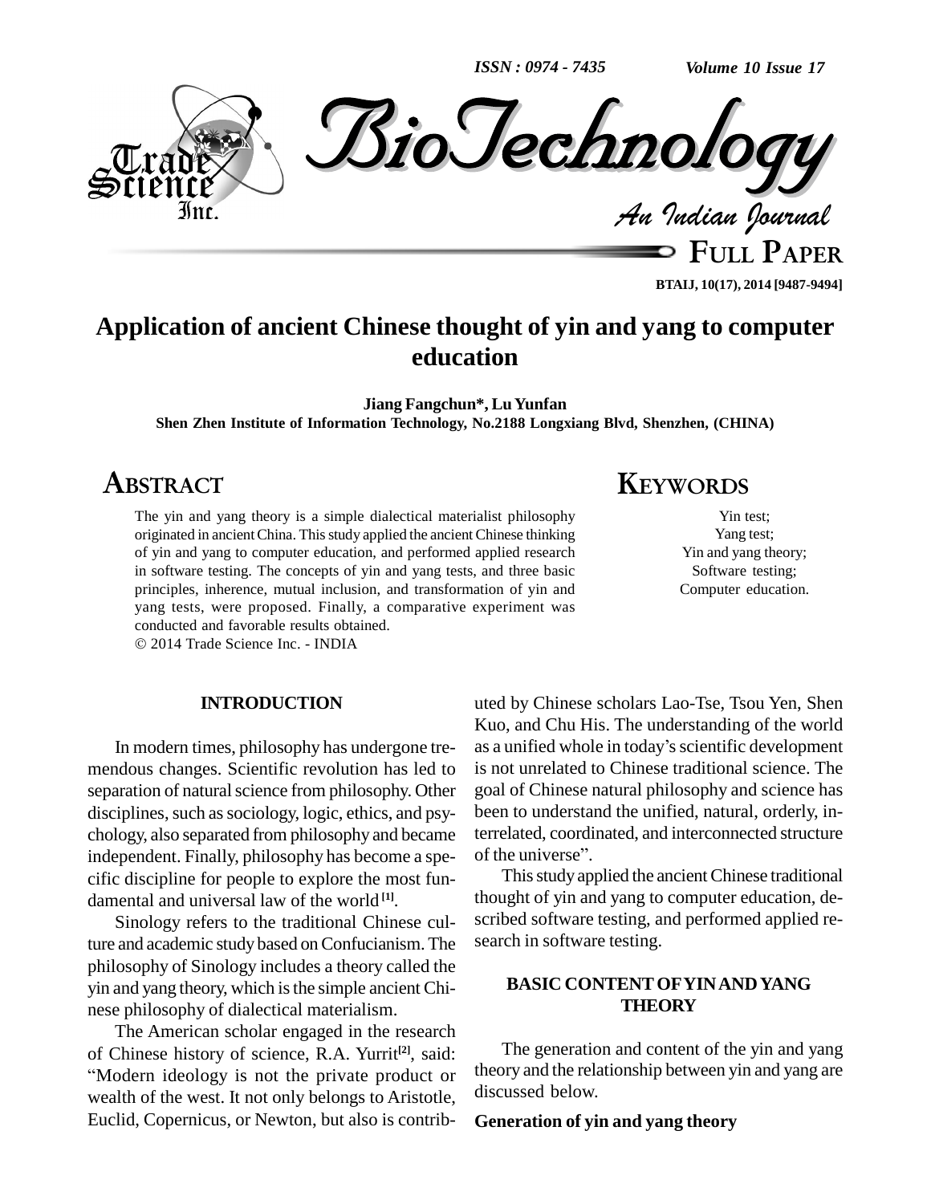# Application of ancient Chinese thought of yin and yang to computer education

**Jiang Fangchun*, Lu Yunfan**

**Shen Zhen Institute of Information Technology, No.2188 Longxiang Blvd, Shenzhen, (CHINA)**

## ABSTRACT

The yin and yang theory is a simple dialectical materialist philosophy originated in ancient China. This study applied the ancient Chinese thinking of yin and yang to computer education, and performed applied research in software testing. The concepts of yin and yang tests, and three basic principles, inherence, mutual inclusion, and transformation of yin and yang tests, were proposed. Finally, a comparative experiment was conducted and favorable results obtained.

© 2014 Trade Science Inc. - INDIA

## KEYWORDS

Yin test;
Yang test;
Yin and yang theory;
Software testing;
Computer education.

## INTRODUCTION

In modern times, philosophy has undergone tremendous changes. Scientific revolution has led to separation of natural science from philosophy. Other disciplines, such as sociology, logic, ethics, and psychology, also separated from philosophy and became independent. Finally, philosophy has become a specific discipline for people to explore the most fundamental and universal law of the world [1].

Sinology refers to the traditional Chinese culture and academic study based on Confucianism. The philosophy of Sinology includes a theory called the yin and yang theory, which is the simple ancient Chinese philosophy of dialectical materialism.

The American scholar engaged in the research of Chinese history of science, R.A. Yurrit[2], said: "Modern ideology is not the private product or wealth of the west. It not only belongs to Aristotle, Euclid, Copernicus, or Newton, but also is contributed by Chinese scholars Lao-Tse, Tsou Yen, Shen Kuo, and Chu His. The understanding of the world as a unified whole in today's scientific development is not unrelated to Chinese traditional science. The goal of Chinese natural philosophy and science has been to understand the unified, natural, orderly, interrelated, coordinated, and interconnected structure of the universe".

This study applied the ancient Chinese traditional thought of yin and yang to computer education, described software testing, and performed applied research in software testing.

## BASIC CONTENT OF YIN AND YANG THEORY

The generation and content of the yin and yang theory and the relationship between yin and yang are discussed below.

### Generation of yin and yang theory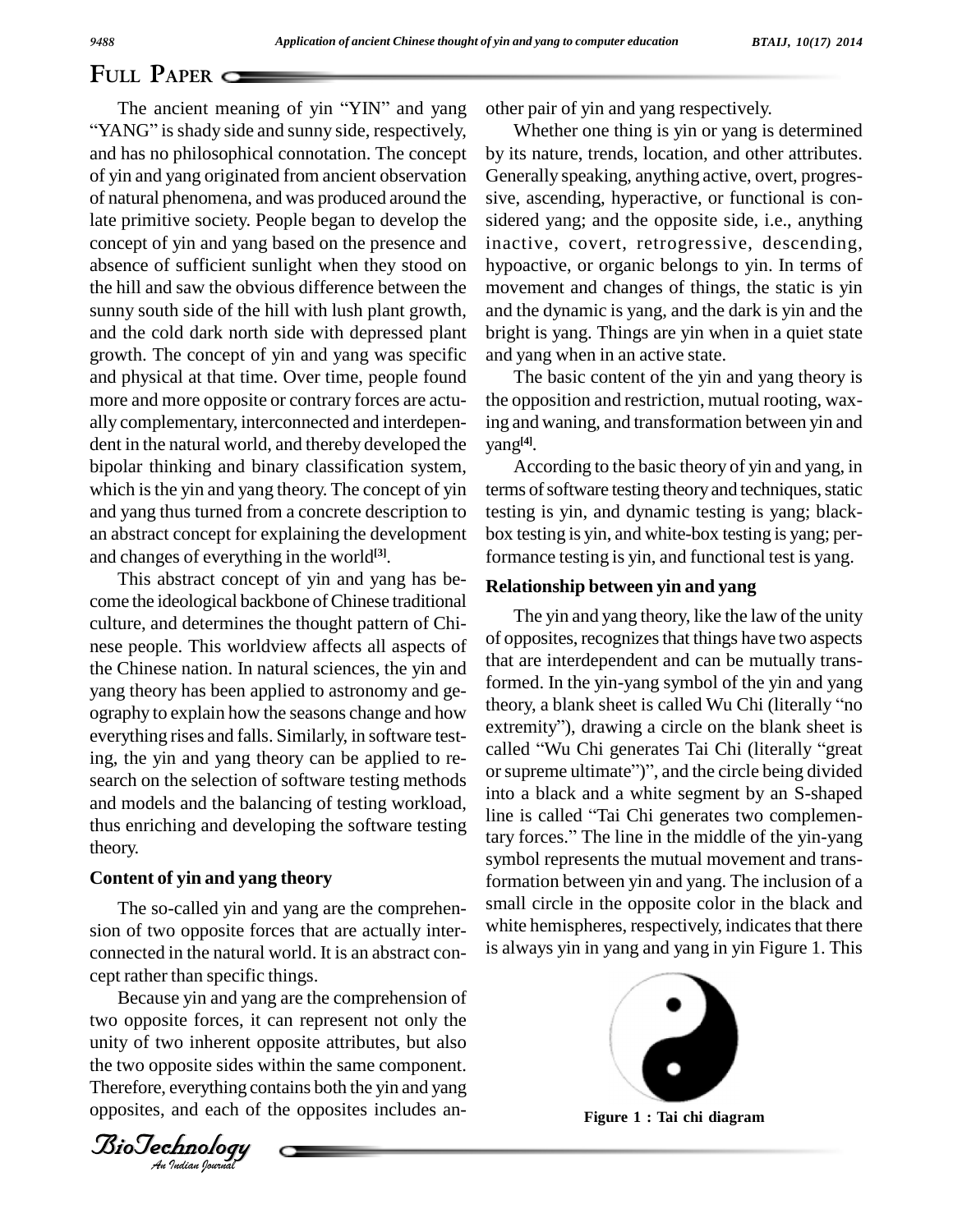The ancient meaning of yin "YIN" and yang "YANG" is shady side and sunny side, respectively, and has no philosophical connotation. The concept of yin and yang originated from ancient observation of natural phenomena, and was produced around the late primitive society. People began to develop the concept of yin and yang based on the presence and absence of sufficient sunlight when they stood on the hill and saw the obvious difference between the sunny south side of the hill with lush plant growth, and the cold dark north side with depressed plant growth. The concept of yin and yang was specific and physical at that time. Over time, people found more and more opposite or contrary forces are actually complementary, interconnected and interdependent in the natural world, and thereby developed the bipolar thinking and binary classification system, which is the yin and yang theory. The concept of yin and yang thus turned from a concrete description to an abstract concept for explaining the development and changes of everything in the world[3].

This abstract concept of yin and yang has become the ideological backbone of Chinese traditional culture, and determines the thought pattern of Chinese people. This worldview affects all aspects of the Chinese nation. In natural sciences, the yin and yang theory has been applied to astronomy and geography to explain how the seasons change and how everything rises and falls. Similarly, in software testing, the yin and yang theory can be applied to research on the selection of software testing methods and models and the balancing of testing workload, thus enriching and developing the software testing theory.

## Content of yin and yang theory

The so-called yin and yang are the comprehension of two opposite forces that are actually interconnected in the natural world. It is an abstract concept rather than specific things.

Because yin and yang are the comprehension of two opposite forces, it can represent not only the unity of two inherent opposite attributes, but also the two opposite sides within the same component. Therefore, everything contains both the yin and yang opposites, and each of the opposites includes another pair of yin and yang respectively.

Whether one thing is yin or yang is determined by its nature, trends, location, and other attributes. Generally speaking, anything active, overt, progressive, ascending, hyperactive, or functional is considered yang; and the opposite side, i.e., anything inactive, covert, retrogressive, descending, hypoactive, or organic belongs to yin. In terms of movement and changes of things, the static is yin and the dynamic is yang, and the dark is yin and the bright is yang. Things are yin when in a quiet state and yang when in an active state.

The basic content of the yin and yang theory is the opposition and restriction, mutual rooting, waxing and waning, and transformation between yin and yang[4].

According to the basic theory of yin and yang, in terms of software testing theory and techniques, static testing is yin, and dynamic testing is yang; black-box testing is yin, and white-box testing is yang; performance testing is yin, and functional test is yang.

## Relationship between yin and yang

The yin and yang theory, like the law of the unity of opposites, recognizes that things have two aspects that are interdependent and can be mutually transformed. In the yin-yang symbol of the yin and yang theory, a blank sheet is called Wu Chi (literally "no extremity"), drawing a circle on the blank sheet is called "Wu Chi generates Tai Chi (literally "great or supreme ultimate")", and the circle being divided into a black and a white segment by an S-shaped line is called "Tai Chi generates two complementary forces." The line in the middle of the yin-yang symbol represents the mutual movement and transformation between yin and yang. The inclusion of a small circle in the opposite color in the black and white hemispheres, respectively, indicates that there is always yin in yang and yang in yin Figure 1. This

Figure 1 : Tai chi diagram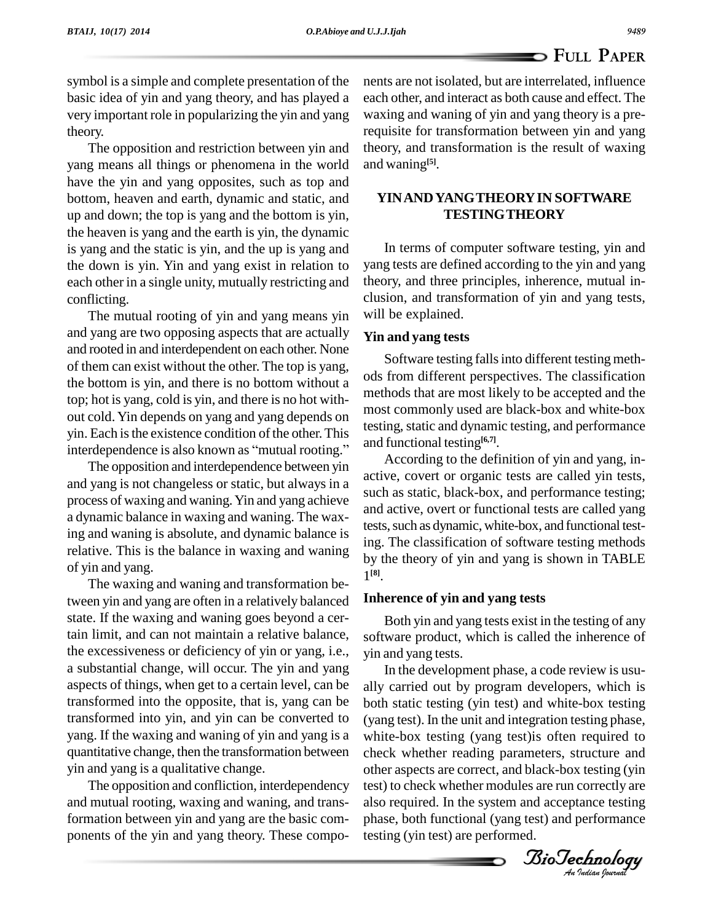symbol is a simple and complete presentation of the basic idea of yin and yang theory, and has played a very important role in popularizing the yin and yang theory.

The opposition and restriction between yin and yang means all things or phenomena in the world have the yin and yang opposites, such as top and bottom, heaven and earth, dynamic and static, and up and down; the top is yang and the bottom is yin, the heaven is yang and the earth is yin, the dynamic is yang and the static is yin, and the up is yang and the down is yin. Yin and yang exist in relation to each other in a single unity, mutually restricting and conflicting.

The mutual rooting of yin and yang means yin and yang are two opposing aspects that are actually and rooted in and interdependent on each other. None of them can exist without the other. The top is yang, the bottom is yin, and there is no bottom without a top; hot is yang, cold is yin, and there is no hot without cold. Yin depends on yang and yang depends on yin. Each is the existence condition of the other. This interdependence is also known as "mutual rooting."

The opposition and interdependence between yin and yang is not changeless or static, but always in a process of waxing and waning. Yin and yang achieve a dynamic balance in waxing and waning. The waxing and waning is absolute, and dynamic balance is relative. This is the balance in waxing and waning of yin and yang.

The waxing and waning and transformation between yin and yang are often in a relatively balanced state. If the waxing and waning goes beyond a certain limit, and can not maintain a relative balance, the excessiveness or deficiency of yin or yang, i.e., a substantial change, will occur. The yin and yang aspects of things, when get to a certain level, can be transformed into the opposite, that is, yang can be transformed into yin, and yin can be converted to yang. If the waxing and waning of yin and yang is a quantitative change, then the transformation between yin and yang is a qualitative change.

The opposition and confliction, interdependency and mutual rooting, waxing and waning, and transformation between yin and yang are the basic components of the yin and yang theory. These components are not isolated, but are interrelated, influence each other, and interact as both cause and effect. The waxing and waning of yin and yang theory is a prerequisite for transformation between yin and yang theory, and transformation is the result of waxing and waning[5].

## YIN AND YANG THEORY IN SOFTWARE TESTING THEORY

In terms of computer software testing, yin and yang tests are defined according to the yin and yang theory, and three principles, inherence, mutual inclusion, and transformation of yin and yang tests, will be explained.

### Yin and yang tests

Software testing falls into different testing methods from different perspectives. The classification methods that are most likely to be accepted and the most commonly used are black-box and white-box testing, static and dynamic testing, and performance and functional testing[6,7].

According to the definition of yin and yang, inactive, covert or organic tests are called yin tests, such as static, black-box, and performance testing; and active, overt or functional tests are called yang tests, such as dynamic, white-box, and functional testing. The classification of software testing methods by the theory of yin and yang is shown in TABLE 1[8].

### Inherence of yin and yang tests

Both yin and yang tests exist in the testing of any software product, which is called the inherence of yin and yang tests.

In the development phase, a code review is usually carried out by program developers, which is both static testing (yin test) and white-box testing (yang test). In the unit and integration testing phase, white-box testing (yang test)is often required to check whether reading parameters, structure and other aspects are correct, and black-box testing (yin test) to check whether modules are run correctly are also required. In the system and acceptance testing phase, both functional (yang test) and performance testing (yin test) are performed.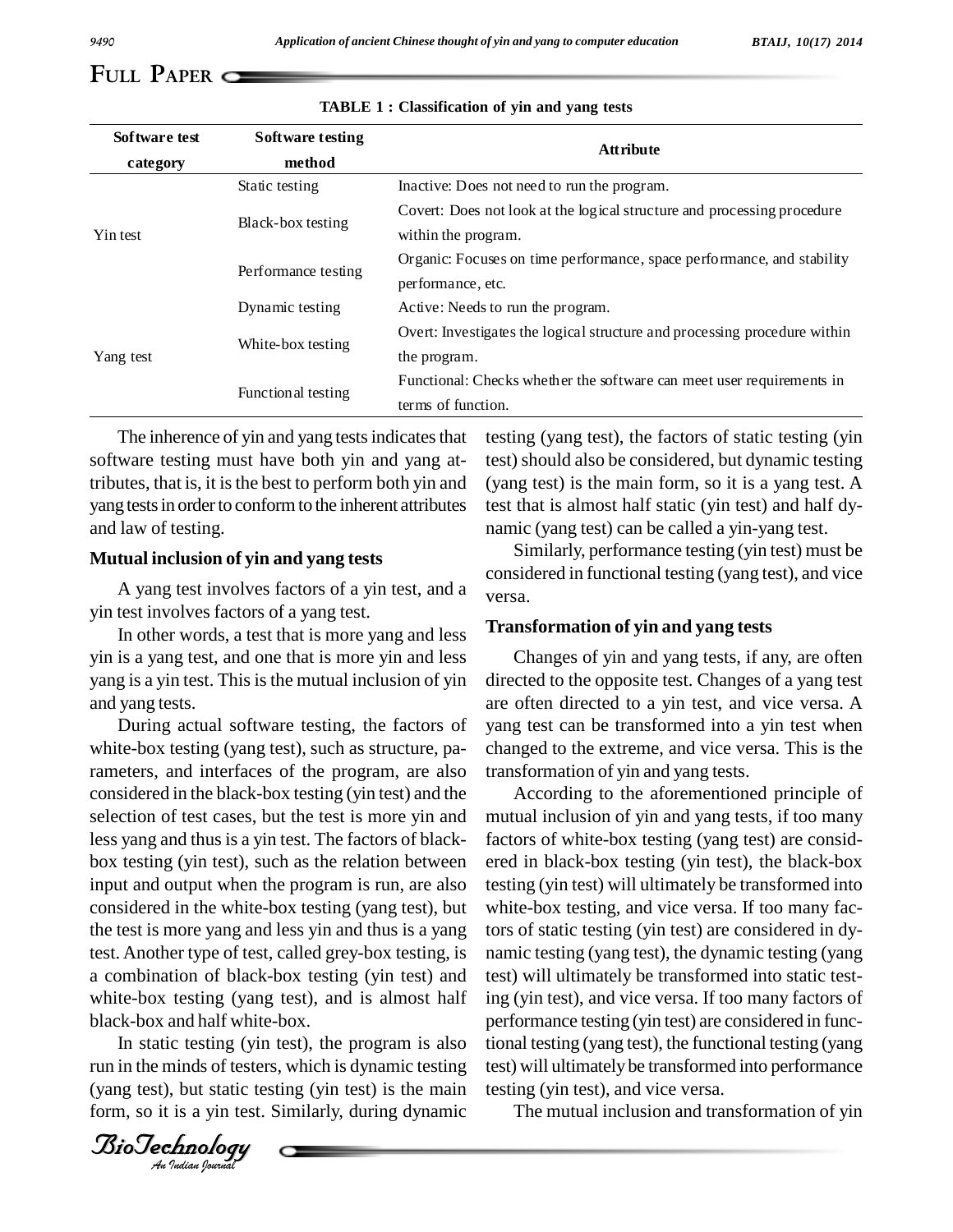TABLE 1 : Classification of yin and yang tests

| Software test category | Software testing method | Attribute |
|---|---|---|
| Yin test | Static testing | Inactive: Does not need to run the program. |
| | Black-box testing | Covert: Does not look at the logical structure and processing procedure within the program. |
| | Performance testing | Organic: Focuses on time performance, space performance, and stability performance, etc. |
| Yang test | Dynamic testing | Active: Needs to run the program. |
| | White-box testing | Overt: Investigates the logical structure and processing procedure within the program. |
| | Functional testing | Functional: Checks whether the software can meet user requirements in terms of function. |

The inherence of yin and yang tests indicates that software testing must have both yin and yang attributes, that is, it is the best to perform both yin and yang tests in order to conform to the inherent attributes and law of testing.

## Mutual inclusion of yin and yang tests

A yang test involves factors of a yin test, and a yin test involves factors of a yang test.

In other words, a test that is more yang and less yin is a yang test, and one that is more yin and less yang is a yin test. This is the mutual inclusion of yin and yang tests.

During actual software testing, the factors of white-box testing (yang test), such as structure, parameters, and interfaces of the program, are also considered in the black-box testing (yin test) and the selection of test cases, but the test is more yin and less yang and thus is a yin test. The factors of black-box testing (yin test), such as the relation between input and output when the program is run, are also considered in the white-box testing (yang test), but the test is more yang and less yin and thus is a yang test. Another type of test, called grey-box testing, is a combination of black-box testing (yin test) and white-box testing (yang test), and is almost half black-box and half white-box.

In static testing (yin test), the program is also run in the minds of testers, which is dynamic testing (yang test), but static testing (yin test) is the main form, so it is a yin test. Similarly, during dynamic testing (yang test), the factors of static testing (yin test) should also be considered, but dynamic testing (yang test) is the main form, so it is a yang test. A test that is almost half static (yin test) and half dynamic (yang test) can be called a yin-yang test.

Similarly, performance testing (yin test) must be considered in functional testing (yang test), and vice versa.

## Transformation of yin and yang tests

Changes of yin and yang tests, if any, are often directed to the opposite test. Changes of a yang test are often directed to a yin test, and vice versa. A yang test can be transformed into a yin test when changed to the extreme, and vice versa. This is the transformation of yin and yang tests.

According to the aforementioned principle of mutual inclusion of yin and yang tests, if too many factors of white-box testing (yang test) are considered in black-box testing (yin test), the black-box testing (yin test) will ultimately be transformed into white-box testing, and vice versa. If too many factors of static testing (yin test) are considered in dynamic testing (yang test), the dynamic testing (yang test) will ultimately be transformed into static testing (yin test), and vice versa. If too many factors of performance testing (yin test) are considered in functional testing (yang test), the functional testing (yang test) will ultimately be transformed into performance testing (yin test), and vice versa.

The mutual inclusion and transformation of yin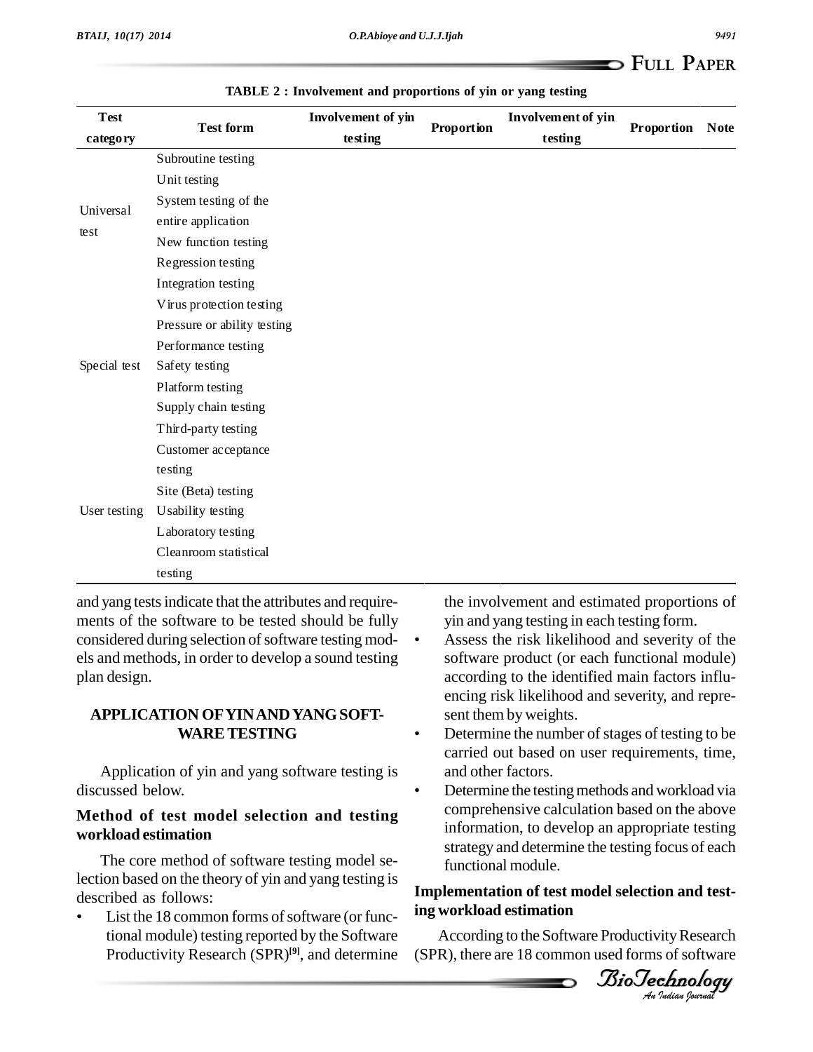TABLE 2 : Involvement and proportions of yin or yang testing

| Test category | Test form | Involvement of yin testing | Proportion | Involvement of yin testing | Proportion | Note |
|---|---|---|---|---|---|---|
| Universal test | Subroutine testing | | | | | |
| | Unit testing | | | | | |
| | System testing of the entire application | | | | | |
| | New function testing | | | | | |
| | Regression testing | | | | | |
| | Integration testing | | | | | |
| Special test | Virus protection testing | | | | | |
| | Pressure or ability testing | | | | | |
| | Performance testing | | | | | |
| | Safety testing | | | | | |
| | Platform testing | | | | | |
| | Supply chain testing | | | | | |
| | Third-party testing | | | | | |
| User testing | Customer acceptance testing | | | | | |
| | Site (Beta) testing | | | | | |
| | Usability testing | | | | | |
| | Laboratory testing | | | | | |
| | Cleanroom statistical testing | | | | | |

and yang tests indicate that the attributes and requirements of the software to be tested should be fully considered during selection of software testing models and methods, in order to develop a sound testing plan design.

## APPLICATION OF YIN AND YANG SOFTWARE TESTING

Application of yin and yang software testing is discussed below.

### Method of test model selection and testing workload estimation

The core method of software testing model selection based on the theory of yin and yang testing is described as follows:

- List the 18 common forms of software (or functional module) testing reported by the Software Productivity Research (SPR)[9], and determine the involvement and estimated proportions of yin and yang testing in each testing form.
- Assess the risk likelihood and severity of the software product (or each functional module) according to the identified main factors influencing risk likelihood and severity, and represent them by weights.
- Determine the number of stages of testing to be carried out based on user requirements, time, and other factors.
- Determine the testing methods and workload via comprehensive calculation based on the above information, to develop an appropriate testing strategy and determine the testing focus of each functional module.

### Implementation of test model selection and testing workload estimation

According to the Software Productivity Research (SPR), there are 18 common used forms of software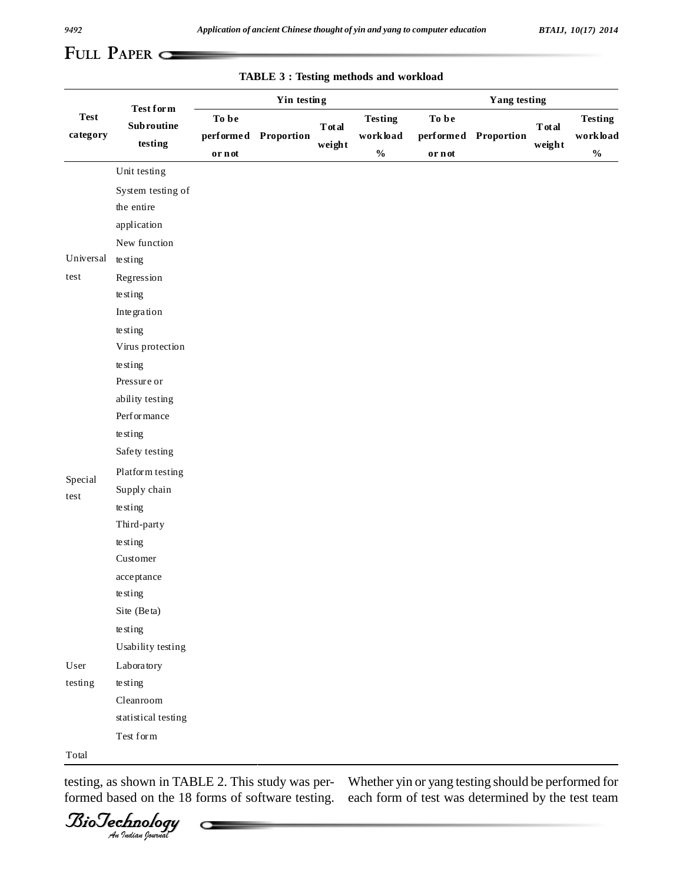**TABLE 3 : Testing methods and workload**

| Test category | Test form Subroutine testing | Yin testing | | | | Yang testing | | | |
|---|---|---|---|---|---|---|---|---|---|
| | | To be performed or not | Proportion | Total weight | Testing workload % | To be performed or not | Proportion | Total weight | Testing workload % |
| Universal test | Unit testing | | | | | | | | |
| | System testing of the entire application | | | | | | | | |
| | New function testing | | | | | | | | |
| | Regression testing | | | | | | | | |
| | Integration testing | | | | | | | | |
| Special test | Virus protection testing | | | | | | | | |
| | Pressure or ability testing | | | | | | | | |
| | Performance testing | | | | | | | | |
| | Safety testing | | | | | | | | |
| | Platform testing | | | | | | | | |
| | Supply chain testing | | | | | | | | |
| | Third-party testing | | | | | | | | |
| User testing | Customer acceptance testing | | | | | | | | |
| | Site (Beta) testing | | | | | | | | |
| | Usability testing | | | | | | | | |
| | Laboratory testing | | | | | | | | |
| | Cleanroom statistical testing | | | | | | | | |
| | Test form | | | | | | | | |
| Total | | | | | | | | | |

testing, as shown in TABLE 2. This study was performed based on the 18 forms of software testing. Whether yin or yang testing should be performed for each form of test was determined by the test team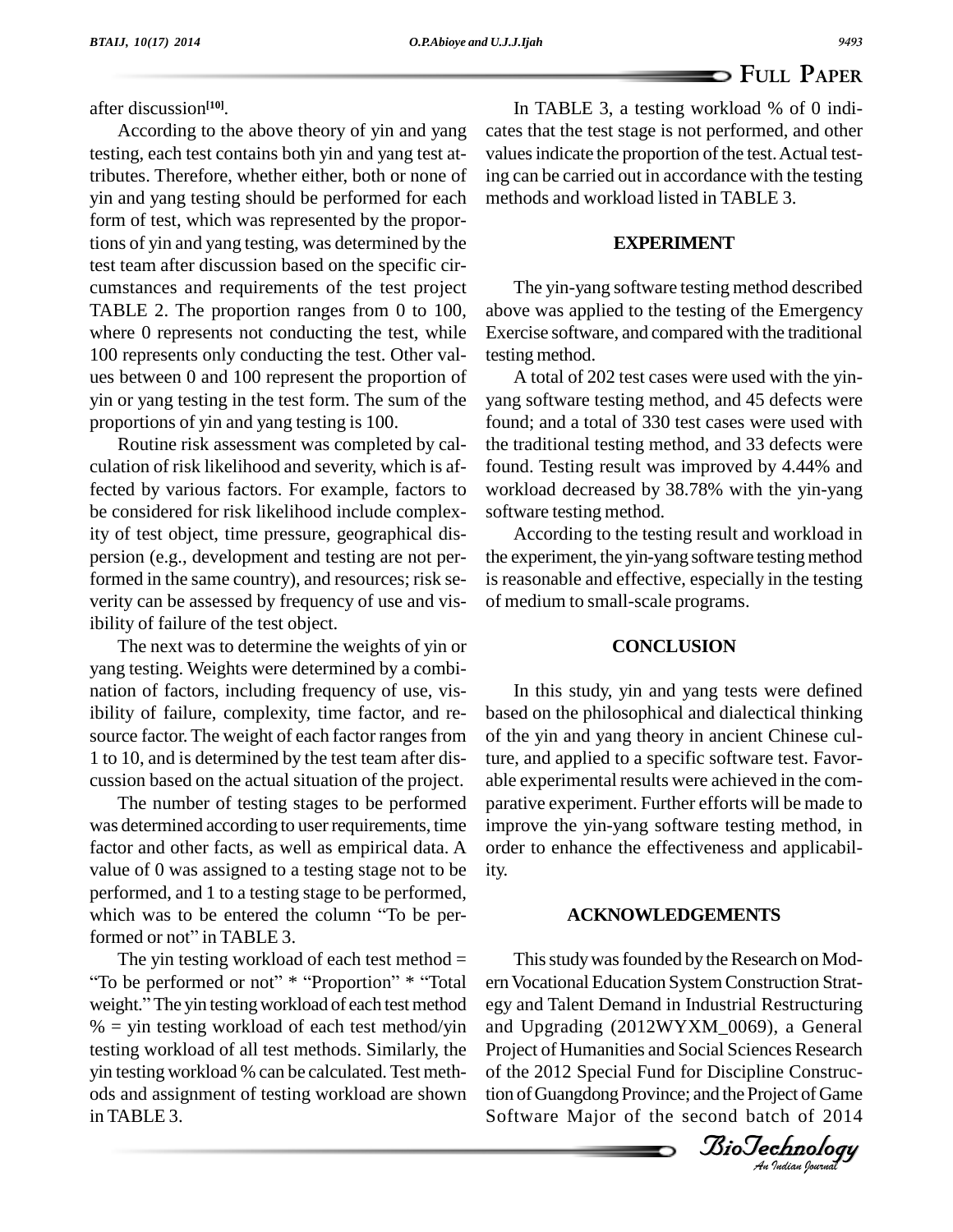after discussion[10].

According to the above theory of yin and yang testing, each test contains both yin and yang test attributes. Therefore, whether either, both or none of yin and yang testing should be performed for each form of test, which was represented by the proportions of yin and yang testing, was determined by the test team after discussion based on the specific circumstances and requirements of the test project TABLE 2. The proportion ranges from 0 to 100, where 0 represents not conducting the test, while 100 represents only conducting the test. Other values between 0 and 100 represent the proportion of yin or yang testing in the test form. The sum of the proportions of yin and yang testing is 100.

Routine risk assessment was completed by calculation of risk likelihood and severity, which is affected by various factors. For example, factors to be considered for risk likelihood include complexity of test object, time pressure, geographical dispersion (e.g., development and testing are not performed in the same country), and resources; risk severity can be assessed by frequency of use and visibility of failure of the test object.

The next was to determine the weights of yin or yang testing. Weights were determined by a combination of factors, including frequency of use, visibility of failure, complexity, time factor, and resource factor. The weight of each factor ranges from 1 to 10, and is determined by the test team after discussion based on the actual situation of the project.

The number of testing stages to be performed was determined according to user requirements, time factor and other facts, as well as empirical data. A value of 0 was assigned to a testing stage not to be performed, and 1 to a testing stage to be performed, which was to be entered the column "To be performed or not" in TABLE 3.

The yin testing workload of each test method = "To be performed or not" * "Proportion" * "Total weight." The yin testing workload of each test method % = yin testing workload of each test method/yin testing workload of all test methods. Similarly, the yin testing workload % can be calculated. Test methods and assignment of testing workload are shown in TABLE 3.

In TABLE 3, a testing workload % of 0 indicates that the test stage is not performed, and other values indicate the proportion of the test. Actual testing can be carried out in accordance with the testing methods and workload listed in TABLE 3.

## EXPERIMENT

The yin-yang software testing method described above was applied to the testing of the Emergency Exercise software, and compared with the traditional testing method.

A total of 202 test cases were used with the yin-yang software testing method, and 45 defects were found; and a total of 330 test cases were used with the traditional testing method, and 33 defects were found. Testing result was improved by 4.44% and workload decreased by 38.78% with the yin-yang software testing method.

According to the testing result and workload in the experiment, the yin-yang software testing method is reasonable and effective, especially in the testing of medium to small-scale programs.

## CONCLUSION

In this study, yin and yang tests were defined based on the philosophical and dialectical thinking of the yin and yang theory in ancient Chinese culture, and applied to a specific software test. Favorable experimental results were achieved in the comparative experiment. Further efforts will be made to improve the yin-yang software testing method, in order to enhance the effectiveness and applicability.

## ACKNOWLEDGEMENTS

This study was founded by the Research on Modern Vocational Education System Construction Strategy and Talent Demand in Industrial Restructuring and Upgrading (2012WYXM_0069), a General Project of Humanities and Social Sciences Research of the 2012 Special Fund for Discipline Construction of Guangdong Province; and the Project of Game Software Major of the second batch of 2014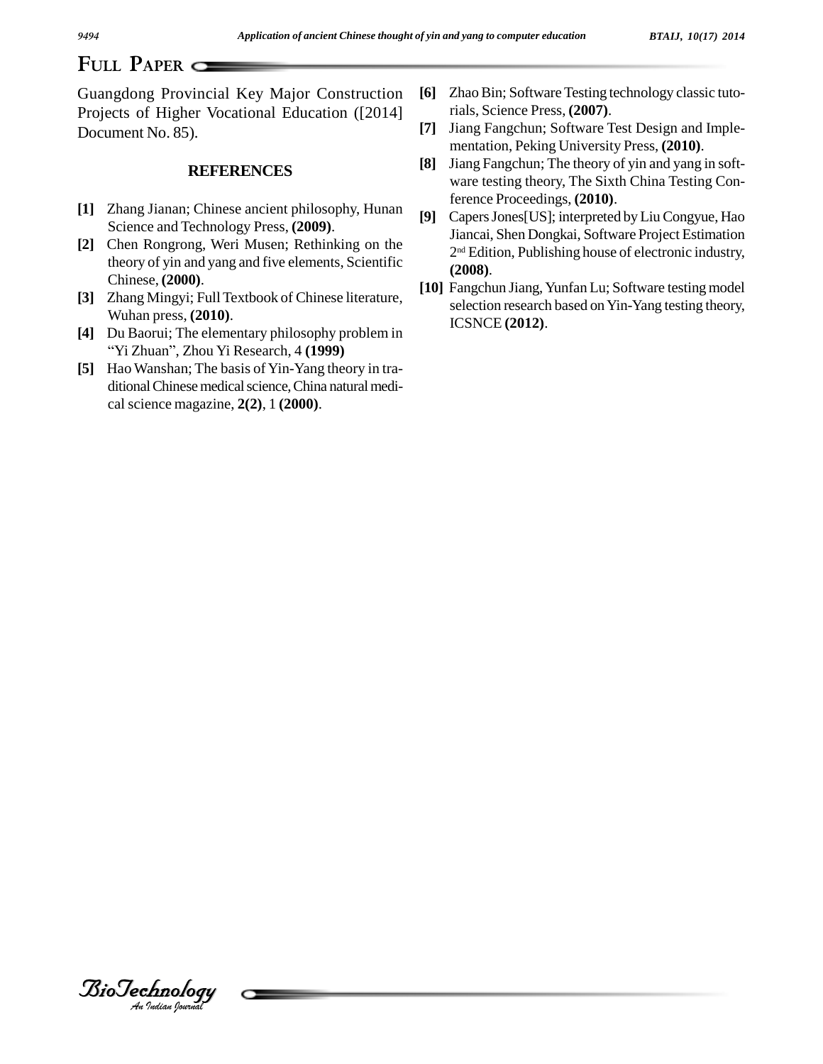Guangdong Provincial Key Major Construction Projects of Higher Vocational Education ([2014] Document No. 85).

## REFERENCES

**[1]** Zhang Jianan; Chinese ancient philosophy, Hunan Science and Technology Press, **(2009)**.

**[2]** Chen Rongrong, Weri Musen; Rethinking on the theory of yin and yang and five elements, Scientific Chinese, **(2000)**.

**[3]** Zhang Mingyi; Full Textbook of Chinese literature, Wuhan press, **(2010)**.

**[4]** Du Baorui; The elementary philosophy problem in "Yi Zhuan", Zhou Yi Research, 4 **(1999)**

**[5]** Hao Wanshan; The basis of Yin-Yang theory in traditional Chinese medical science, China natural medical science magazine, **2(2)**, 1 **(2000)**.

**[6]** Zhao Bin; Software Testing technology classic tutorials, Science Press, **(2007)**.

**[7]** Jiang Fangchun; Software Test Design and Implementation, Peking University Press, **(2010)**.

**[8]** Jiang Fangchun; The theory of yin and yang in software testing theory, The Sixth China Testing Conference Proceedings, **(2010)**.

**[9]** Capers Jones[US]; interpreted by Liu Congyue, Hao Jiancai, Shen Dongkai, Software Project Estimation 2nd Edition, Publishing house of electronic industry, **(2008)**.

**[10]** Fangchun Jiang, Yunfan Lu; Software testing model selection research based on Yin-Yang testing theory, ICSNCE **(2012)**.